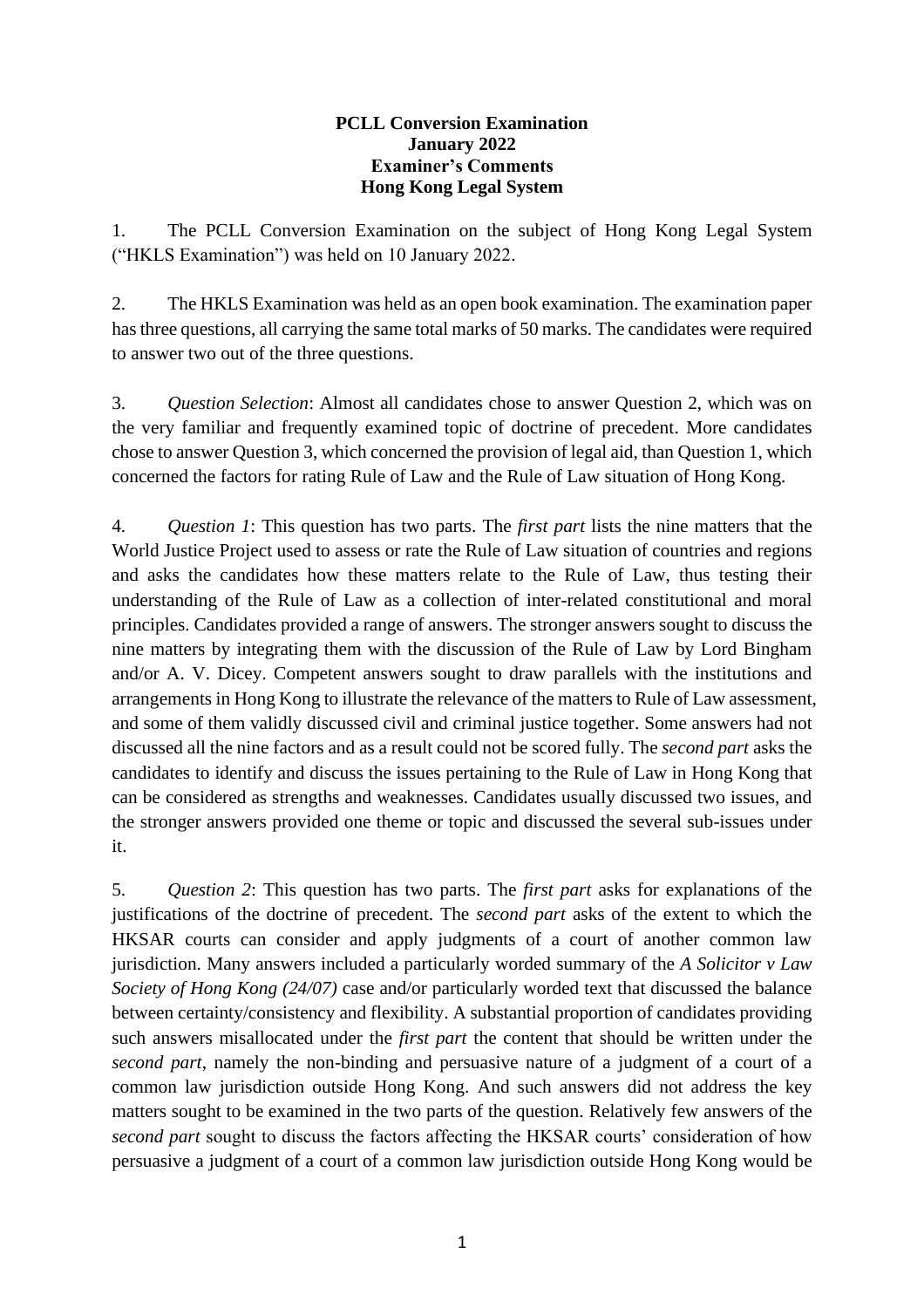**PCLL Conversion Examination**
**January 2022**
**Examiner's Comments**
**Hong Kong Legal System**

1. The PCLL Conversion Examination on the subject of Hong Kong Legal System ("HKLS Examination") was held on 10 January 2022.

2. The HKLS Examination was held as an open book examination. The examination paper has three questions, all carrying the same total marks of 50 marks. The candidates were required to answer two out of the three questions.

3. *Question Selection*: Almost all candidates chose to answer Question 2, which was on the very familiar and frequently examined topic of doctrine of precedent. More candidates chose to answer Question 3, which concerned the provision of legal aid, than Question 1, which concerned the factors for rating Rule of Law and the Rule of Law situation of Hong Kong.

4. *Question 1*: This question has two parts. The *first part* lists the nine matters that the World Justice Project used to assess or rate the Rule of Law situation of countries and regions and asks the candidates how these matters relate to the Rule of Law, thus testing their understanding of the Rule of Law as a collection of inter-related constitutional and moral principles. Candidates provided a range of answers. The stronger answers sought to discuss the nine matters by integrating them with the discussion of the Rule of Law by Lord Bingham and/or A. V. Dicey. Competent answers sought to draw parallels with the institutions and arrangements in Hong Kong to illustrate the relevance of the matters to Rule of Law assessment, and some of them validly discussed civil and criminal justice together. Some answers had not discussed all the nine factors and as a result could not be scored fully. The *second part* asks the candidates to identify and discuss the issues pertaining to the Rule of Law in Hong Kong that can be considered as strengths and weaknesses. Candidates usually discussed two issues, and the stronger answers provided one theme or topic and discussed the several sub-issues under it.

5. *Question 2*: This question has two parts. The *first part* asks for explanations of the justifications of the doctrine of precedent. The *second part* asks of the extent to which the HKSAR courts can consider and apply judgments of a court of another common law jurisdiction. Many answers included a particularly worded summary of the *A Solicitor v Law Society of Hong Kong (24/07)* case and/or particularly worded text that discussed the balance between certainty/consistency and flexibility. A substantial proportion of candidates providing such answers misallocated under the *first part* the content that should be written under the *second part*, namely the non-binding and persuasive nature of a judgment of a court of a common law jurisdiction outside Hong Kong. And such answers did not address the key matters sought to be examined in the two parts of the question. Relatively few answers of the *second part* sought to discuss the factors affecting the HKSAR courts' consideration of how persuasive a judgment of a court of a common law jurisdiction outside Hong Kong would be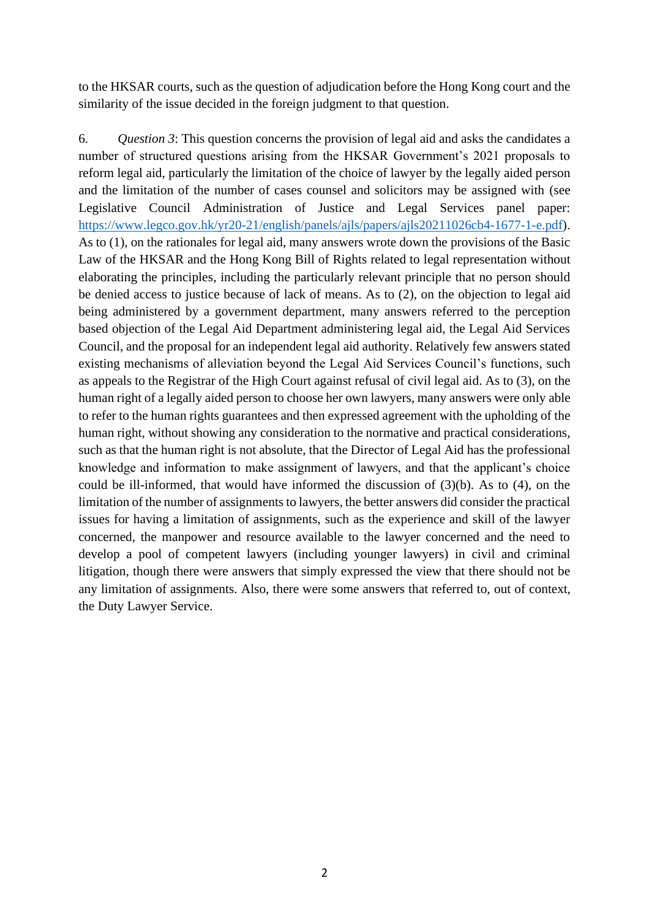to the HKSAR courts, such as the question of adjudication before the Hong Kong court and the similarity of the issue decided in the foreign judgment to that question.

6. *Question 3*: This question concerns the provision of legal aid and asks the candidates a number of structured questions arising from the HKSAR Government's 2021 proposals to reform legal aid, particularly the limitation of the choice of lawyer by the legally aided person and the limitation of the number of cases counsel and solicitors may be assigned with (see Legislative Council Administration of Justice and Legal Services panel paper: https://www.legco.gov.hk/yr20-21/english/panels/ajls/papers/ajls20211026cb4-1677-1-e.pdf). As to (1), on the rationales for legal aid, many answers wrote down the provisions of the Basic Law of the HKSAR and the Hong Kong Bill of Rights related to legal representation without elaborating the principles, including the particularly relevant principle that no person should be denied access to justice because of lack of means. As to (2), on the objection to legal aid being administered by a government department, many answers referred to the perception based objection of the Legal Aid Department administering legal aid, the Legal Aid Services Council, and the proposal for an independent legal aid authority. Relatively few answers stated existing mechanisms of alleviation beyond the Legal Aid Services Council's functions, such as appeals to the Registrar of the High Court against refusal of civil legal aid. As to (3), on the human right of a legally aided person to choose her own lawyers, many answers were only able to refer to the human rights guarantees and then expressed agreement with the upholding of the human right, without showing any consideration to the normative and practical considerations, such as that the human right is not absolute, that the Director of Legal Aid has the professional knowledge and information to make assignment of lawyers, and that the applicant's choice could be ill-informed, that would have informed the discussion of (3)(b). As to (4), on the limitation of the number of assignments to lawyers, the better answers did consider the practical issues for having a limitation of assignments, such as the experience and skill of the lawyer concerned, the manpower and resource available to the lawyer concerned and the need to develop a pool of competent lawyers (including younger lawyers) in civil and criminal litigation, though there were answers that simply expressed the view that there should not be any limitation of assignments. Also, there were some answers that referred to, out of context, the Duty Lawyer Service.